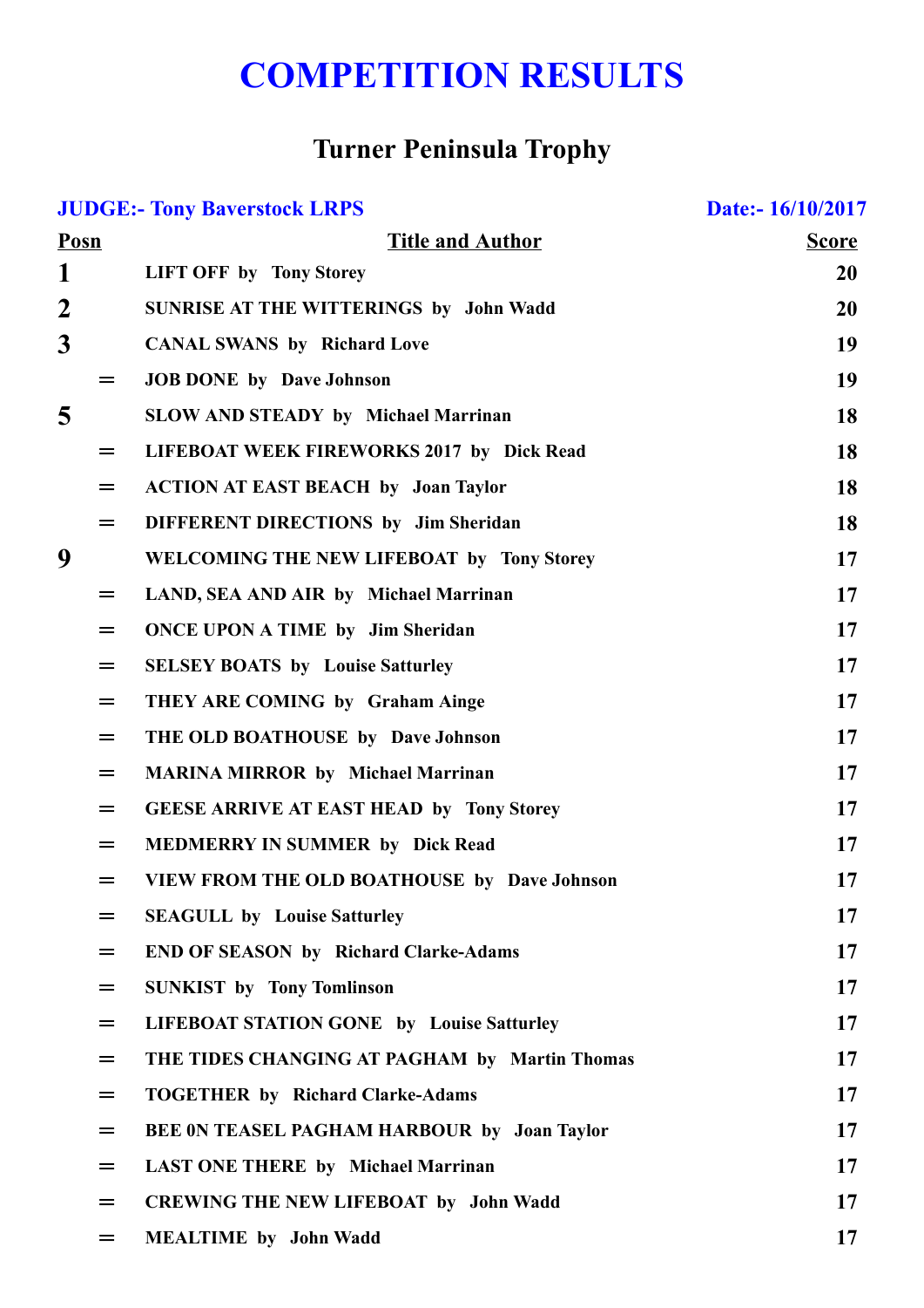# COMPETITION RESULTS

## Turner Peninsula Trophy

**JUDGE:- Tony Baverstock LRPS** | **Date:- 16/10/2017**

| Posn | Title and Author | Score |
|---|---|---|
| 1 | LIFT OFF by Tony Storey | 20 |
| 2 | SUNRISE AT THE WITTERINGS by John Wadd | 20 |
| 3 | CANAL SWANS by Richard Love | 19 |
| = | JOB DONE by Dave Johnson | 19 |
| 5 | SLOW AND STEADY by Michael Marrinan | 18 |
| = | LIFEBOAT WEEK FIREWORKS 2017 by Dick Read | 18 |
| = | ACTION AT EAST BEACH by Joan Taylor | 18 |
| = | DIFFERENT DIRECTIONS by Jim Sheridan | 18 |
| 9 | WELCOMING THE NEW LIFEBOAT by Tony Storey | 17 |
| = | LAND, SEA AND AIR by Michael Marrinan | 17 |
| = | ONCE UPON A TIME by Jim Sheridan | 17 |
| = | SELSEY BOATS by Louise Satturley | 17 |
| = | THEY ARE COMING by Graham Ainge | 17 |
| = | THE OLD BOATHOUSE by Dave Johnson | 17 |
| = | MARINA MIRROR by Michael Marrinan | 17 |
| = | GEESE ARRIVE AT EAST HEAD by Tony Storey | 17 |
| = | MEDMERRY IN SUMMER by Dick Read | 17 |
| = | VIEW FROM THE OLD BOATHOUSE by Dave Johnson | 17 |
| = | SEAGULL by Louise Satturley | 17 |
| = | END OF SEASON by Richard Clarke-Adams | 17 |
| = | SUNKIST by Tony Tomlinson | 17 |
| = | LIFEBOAT STATION GONE by Louise Satturley | 17 |
| = | THE TIDES CHANGING AT PAGHAM by Martin Thomas | 17 |
| = | TOGETHER by Richard Clarke-Adams | 17 |
| = | BEE 0N TEASEL PAGHAM HARBOUR by Joan Taylor | 17 |
| = | LAST ONE THERE by Michael Marrinan | 17 |
| = | CREWING THE NEW LIFEBOAT by John Wadd | 17 |
| = | MEALTIME by John Wadd | 17 |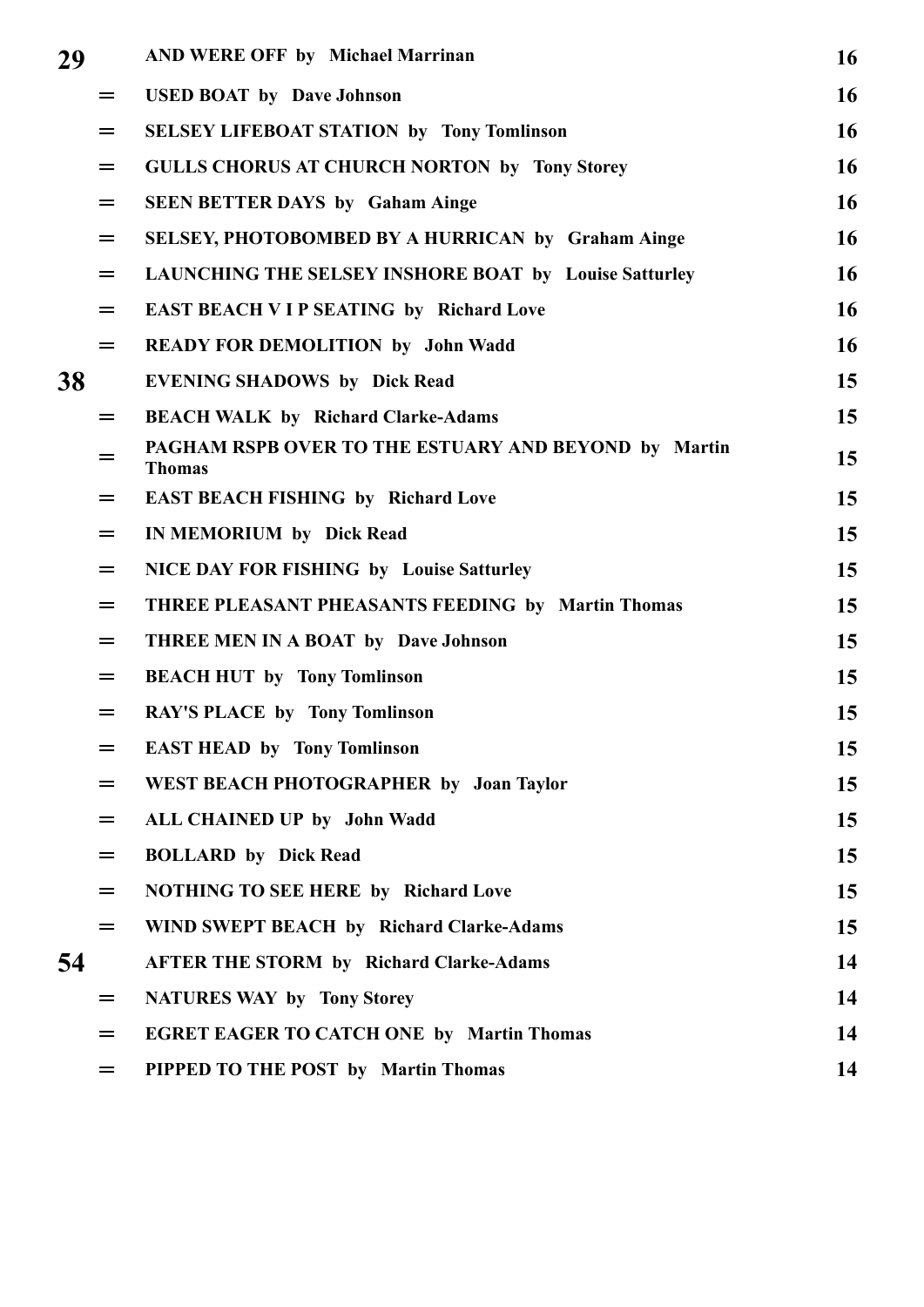| | | |
|---|---|---|
| **29** | **AND WERE OFF by Michael Marrinan** | **16** |
| **=** | **USED BOAT by Dave Johnson** | **16** |
| **=** | **SELSEY LIFEBOAT STATION by Tony Tomlinson** | **16** |
| **=** | **GULLS CHORUS AT CHURCH NORTON by Tony Storey** | **16** |
| **=** | **SEEN BETTER DAYS by Gaham Ainge** | **16** |
| **=** | **SELSEY, PHOTOBOMBED BY A HURRICAN by Graham Ainge** | **16** |
| **=** | **LAUNCHING THE SELSEY INSHORE BOAT by Louise Satturley** | **16** |
| **=** | **EAST BEACH V I P SEATING by Richard Love** | **16** |
| **=** | **READY FOR DEMOLITION by John Wadd** | **16** |
| **38** | **EVENING SHADOWS by Dick Read** | **15** |
| **=** | **BEACH WALK by Richard Clarke-Adams** | **15** |
| **=** | **PAGHAM RSPB OVER TO THE ESTUARY AND BEYOND by Martin Thomas** | **15** |
| **=** | **EAST BEACH FISHING by Richard Love** | **15** |
| **=** | **IN MEMORIUM by Dick Read** | **15** |
| **=** | **NICE DAY FOR FISHING by Louise Satturley** | **15** |
| **=** | **THREE PLEASANT PHEASANTS FEEDING by Martin Thomas** | **15** |
| **=** | **THREE MEN IN A BOAT by Dave Johnson** | **15** |
| **=** | **BEACH HUT by Tony Tomlinson** | **15** |
| **=** | **RAY'S PLACE by Tony Tomlinson** | **15** |
| **=** | **EAST HEAD by Tony Tomlinson** | **15** |
| **=** | **WEST BEACH PHOTOGRAPHER by Joan Taylor** | **15** |
| **=** | **ALL CHAINED UP by John Wadd** | **15** |
| **=** | **BOLLARD by Dick Read** | **15** |
| **=** | **NOTHING TO SEE HERE by Richard Love** | **15** |
| **=** | **WIND SWEPT BEACH by Richard Clarke-Adams** | **15** |
| **54** | **AFTER THE STORM by Richard Clarke-Adams** | **14** |
| **=** | **NATURES WAY by Tony Storey** | **14** |
| **=** | **EGRET EAGER TO CATCH ONE by Martin Thomas** | **14** |
| **=** | **PIPPED TO THE POST by Martin Thomas** | **14** |